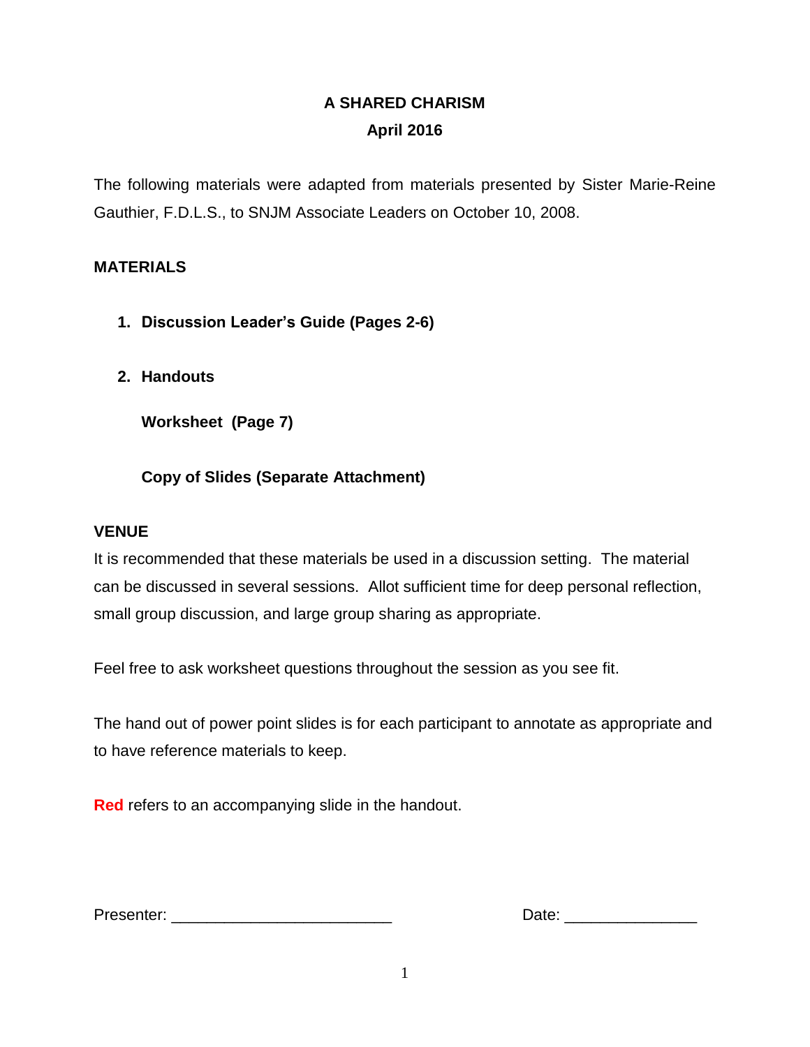# A SHARED CHARISM

## April 2016

The following materials were adapted from materials presented by Sister Marie-Reine Gauthier, F.D.L.S., to SNJM Associate Leaders on October 10, 2008.

## MATERIALS

1. **Discussion Leader's Guide (Pages 2-6)**
2. **Handouts**

   **Worksheet (Page 7)**

   **Copy of Slides (Separate Attachment)**

## VENUE

It is recommended that these materials be used in a discussion setting. The material can be discussed in several sessions. Allot sufficient time for deep personal reflection, small group discussion, and large group sharing as appropriate.

Feel free to ask worksheet questions throughout the session as you see fit.

The hand out of power point slides is for each participant to annotate as appropriate and to have reference materials to keep.

**Red** refers to an accompanying slide in the handout.

Presenter: ________________________ Date: _______________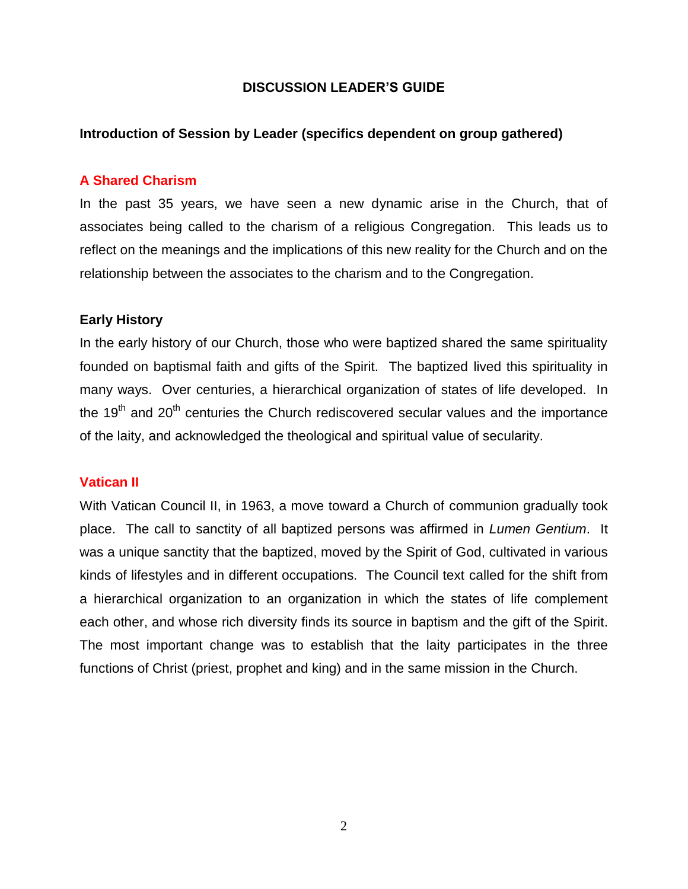# DISCUSSION LEADER'S GUIDE

**Introduction of Session by Leader (specifics dependent on group gathered)**

## A Shared Charism

In the past 35 years, we have seen a new dynamic arise in the Church, that of associates being called to the charism of a religious Congregation. This leads us to reflect on the meanings and the implications of this new reality for the Church and on the relationship between the associates to the charism and to the Congregation.

## Early History

In the early history of our Church, those who were baptized shared the same spirituality founded on baptismal faith and gifts of the Spirit. The baptized lived this spirituality in many ways. Over centuries, a hierarchical organization of states of life developed. In the 19th and 20th centuries the Church rediscovered secular values and the importance of the laity, and acknowledged the theological and spiritual value of secularity.

## Vatican II

With Vatican Council II, in 1963, a move toward a Church of communion gradually took place. The call to sanctity of all baptized persons was affirmed in *Lumen Gentium*. It was a unique sanctity that the baptized, moved by the Spirit of God, cultivated in various kinds of lifestyles and in different occupations. The Council text called for the shift from a hierarchical organization to an organization in which the states of life complement each other, and whose rich diversity finds its source in baptism and the gift of the Spirit. The most important change was to establish that the laity participates in the three functions of Christ (priest, prophet and king) and in the same mission in the Church.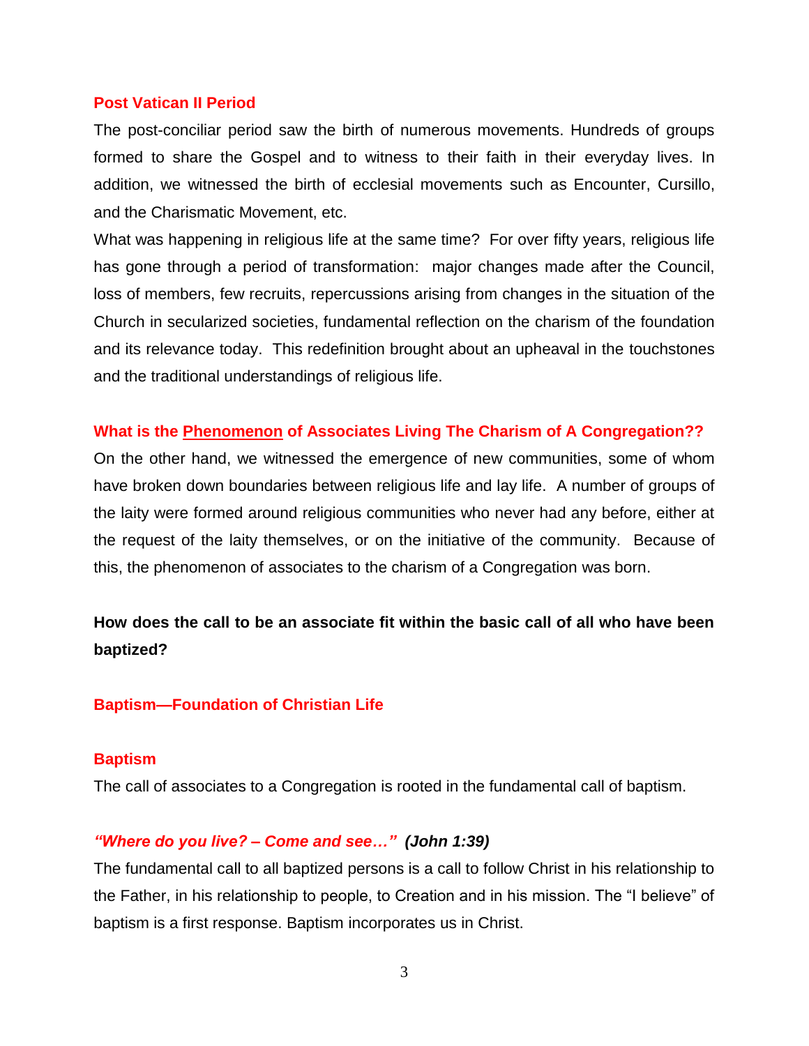## Post Vatican II Period

The post-conciliar period saw the birth of numerous movements. Hundreds of groups formed to share the Gospel and to witness to their faith in their everyday lives. In addition, we witnessed the birth of ecclesial movements such as Encounter, Cursillo, and the Charismatic Movement, etc.

What was happening in religious life at the same time? For over fifty years, religious life has gone through a period of transformation: major changes made after the Council, loss of members, few recruits, repercussions arising from changes in the situation of the Church in secularized societies, fundamental reflection on the charism of the foundation and its relevance today. This redefinition brought about an upheaval in the touchstones and the traditional understandings of religious life.

## What is the <u>Phenomenon</u> of Associates Living The Charism of A Congregation??

On the other hand, we witnessed the emergence of new communities, some of whom have broken down boundaries between religious life and lay life. A number of groups of the laity were formed around religious communities who never had any before, either at the request of the laity themselves, or on the initiative of the community. Because of this, the phenomenon of associates to the charism of a Congregation was born.

**How does the call to be an associate fit within the basic call of all who have been baptized?**

## Baptism—Foundation of Christian Life

### Baptism

The call of associates to a Congregation is rooted in the fundamental call of baptism.

### *"Where do you live? – Come and see…"* *(John 1:39)*

The fundamental call to all baptized persons is a call to follow Christ in his relationship to the Father, in his relationship to people, to Creation and in his mission. The "I believe" of baptism is a first response. Baptism incorporates us in Christ.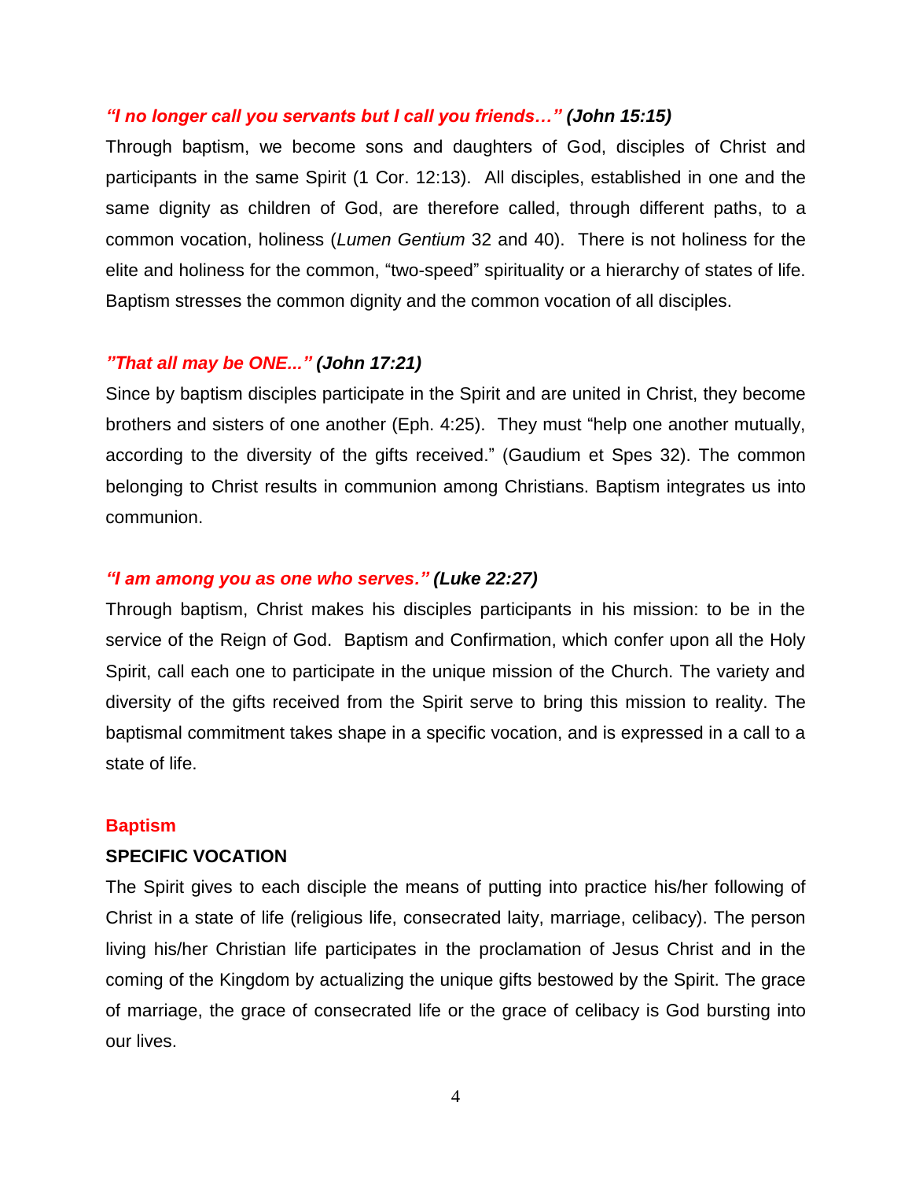***"I no longer call you servants but I call you friends…" (John 15:15)***

Through baptism, we become sons and daughters of God, disciples of Christ and participants in the same Spirit (1 Cor. 12:13). All disciples, established in one and the same dignity as children of God, are therefore called, through different paths, to a common vocation, holiness (*Lumen Gentium* 32 and 40). There is not holiness for the elite and holiness for the common, "two-speed" spirituality or a hierarchy of states of life. Baptism stresses the common dignity and the common vocation of all disciples.

***"That all may be ONE..." (John 17:21)***

Since by baptism disciples participate in the Spirit and are united in Christ, they become brothers and sisters of one another (Eph. 4:25). They must "help one another mutually, according to the diversity of the gifts received." (Gaudium et Spes 32). The common belonging to Christ results in communion among Christians. Baptism integrates us into communion.

***"I am among you as one who serves." (Luke 22:27)***

Through baptism, Christ makes his disciples participants in his mission: to be in the service of the Reign of God. Baptism and Confirmation, which confer upon all the Holy Spirit, call each one to participate in the unique mission of the Church. The variety and diversity of the gifts received from the Spirit serve to bring this mission to reality. The baptismal commitment takes shape in a specific vocation, and is expressed in a call to a state of life.

**Baptism**

**SPECIFIC VOCATION**

The Spirit gives to each disciple the means of putting into practice his/her following of Christ in a state of life (religious life, consecrated laity, marriage, celibacy). The person living his/her Christian life participates in the proclamation of Jesus Christ and in the coming of the Kingdom by actualizing the unique gifts bestowed by the Spirit. The grace of marriage, the grace of consecrated life or the grace of celibacy is God bursting into our lives.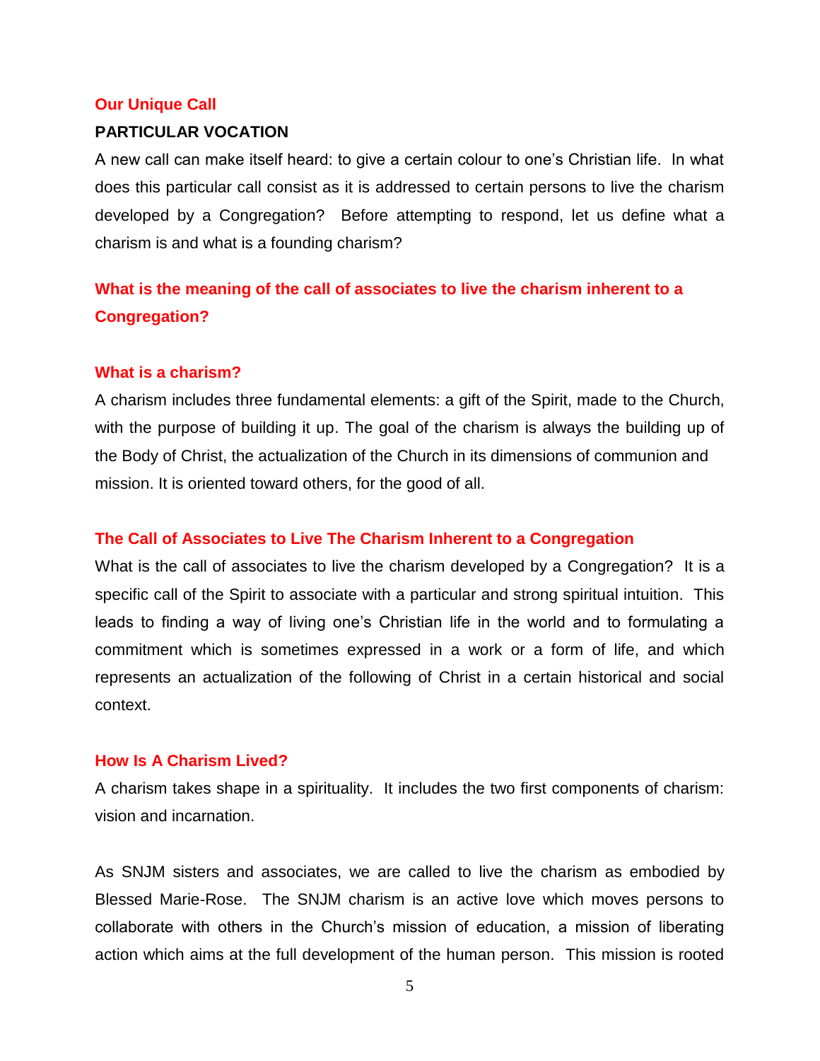## Our Unique Call

**PARTICULAR VOCATION**

A new call can make itself heard: to give a certain colour to one's Christian life. In what does this particular call consist as it is addressed to certain persons to live the charism developed by a Congregation? Before attempting to respond, let us define what a charism is and what is a founding charism?

## What is the meaning of the call of associates to live the charism inherent to a Congregation?

### What is a charism?

A charism includes three fundamental elements: a gift of the Spirit, made to the Church, with the purpose of building it up. The goal of the charism is always the building up of the Body of Christ, the actualization of the Church in its dimensions of communion and mission. It is oriented toward others, for the good of all.

### The Call of Associates to Live The Charism Inherent to a Congregation

What is the call of associates to live the charism developed by a Congregation? It is a specific call of the Spirit to associate with a particular and strong spiritual intuition. This leads to finding a way of living one's Christian life in the world and to formulating a commitment which is sometimes expressed in a work or a form of life, and which represents an actualization of the following of Christ in a certain historical and social context.

### How Is A Charism Lived?

A charism takes shape in a spirituality. It includes the two first components of charism: vision and incarnation.

As SNJM sisters and associates, we are called to live the charism as embodied by Blessed Marie-Rose. The SNJM charism is an active love which moves persons to collaborate with others in the Church's mission of education, a mission of liberating action which aims at the full development of the human person. This mission is rooted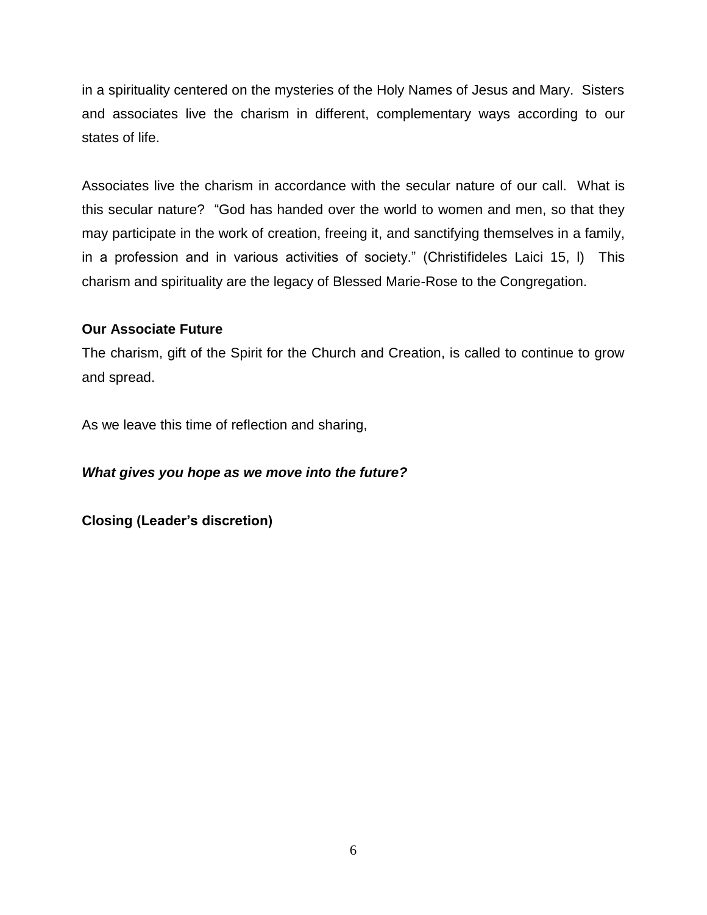in a spirituality centered on the mysteries of the Holy Names of Jesus and Mary. Sisters and associates live the charism in different, complementary ways according to our states of life.

Associates live the charism in accordance with the secular nature of our call. What is this secular nature? "God has handed over the world to women and men, so that they may participate in the work of creation, freeing it, and sanctifying themselves in a family, in a profession and in various activities of society." (Christifideles Laici 15, l) This charism and spirituality are the legacy of Blessed Marie-Rose to the Congregation.

**Our Associate Future**

The charism, gift of the Spirit for the Church and Creation, is called to continue to grow and spread.

As we leave this time of reflection and sharing,

***What gives you hope as we move into the future?***

**Closing (Leader's discretion)**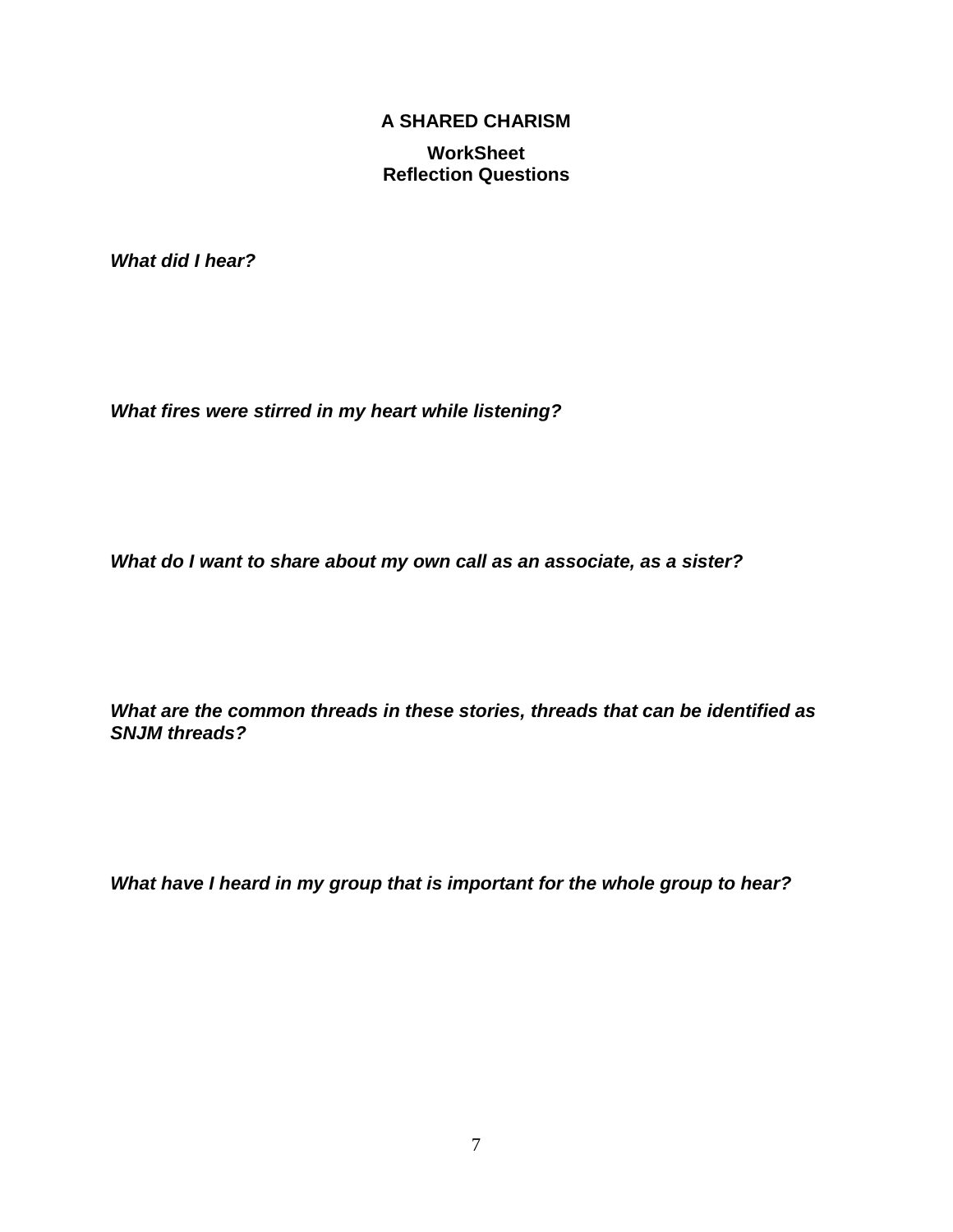# A SHARED CHARISM

## WorkSheet
## Reflection Questions

***What did I hear?***

***What fires were stirred in my heart while listening?***

***What do I want to share about my own call as an associate, as a sister?***

***What are the common threads in these stories, threads that can be identified as SNJM threads?***

***What have I heard in my group that is important for the whole group to hear?***